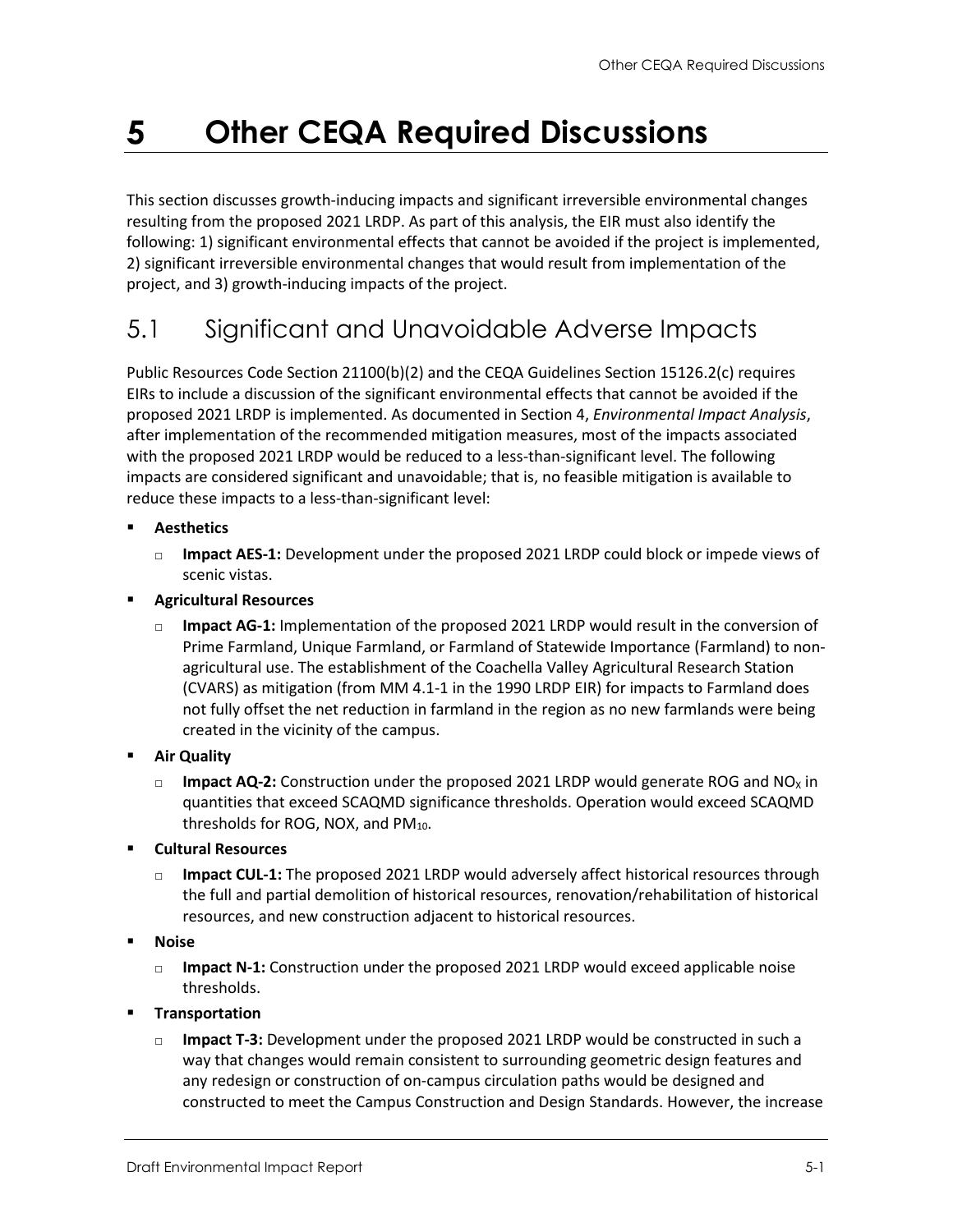# 5 Other CEQA Required Discussions

This section discusses growth-inducing impacts and significant irreversible environmental changes resulting from the proposed 2021 LRDP. As part of this analysis, the EIR must also identify the following: 1) significant environmental effects that cannot be avoided if the project is implemented, 2) significant irreversible environmental changes that would result from implementation of the project, and 3) growth-inducing impacts of the project.

## 5.1 Significant and Unavoidable Adverse Impacts

Public Resources Code Section 21100(b)(2) and the CEQA Guidelines Section 15126.2(c) requires EIRs to include a discussion of the significant environmental effects that cannot be avoided if the proposed 2021 LRDP is implemented. As documented in Section 4, *Environmental Impact Analysis*, after implementation of the recommended mitigation measures, most of the impacts associated with the proposed 2021 LRDP would be reduced to a less-than-significant level. The following impacts are considered significant and unavoidable; that is, no feasible mitigation is available to reduce these impacts to a less-than-significant level:

- **Aesthetics**
  - **Impact AES-1:** Development under the proposed 2021 LRDP could block or impede views of scenic vistas.
- **Agricultural Resources**
  - **Impact AG-1:** Implementation of the proposed 2021 LRDP would result in the conversion of Prime Farmland, Unique Farmland, or Farmland of Statewide Importance (Farmland) to non-agricultural use. The establishment of the Coachella Valley Agricultural Research Station (CVARS) as mitigation (from MM 4.1-1 in the 1990 LRDP EIR) for impacts to Farmland does not fully offset the net reduction in farmland in the region as no new farmlands were being created in the vicinity of the campus.
- **Air Quality**
  - **Impact AQ-2:** Construction under the proposed 2021 LRDP would generate ROG and $NO_X$ in quantities that exceed SCAQMD significance thresholds. Operation would exceed SCAQMD thresholds for ROG, NOX, and $PM_{10}$.
- **Cultural Resources**
  - **Impact CUL-1:** The proposed 2021 LRDP would adversely affect historical resources through the full and partial demolition of historical resources, renovation/rehabilitation of historical resources, and new construction adjacent to historical resources.
- **Noise**
  - **Impact N-1:** Construction under the proposed 2021 LRDP would exceed applicable noise thresholds.
- **Transportation**
  - **Impact T-3:** Development under the proposed 2021 LRDP would be constructed in such a way that changes would remain consistent to surrounding geometric design features and any redesign or construction of on-campus circulation paths would be designed and constructed to meet the Campus Construction and Design Standards. However, the increase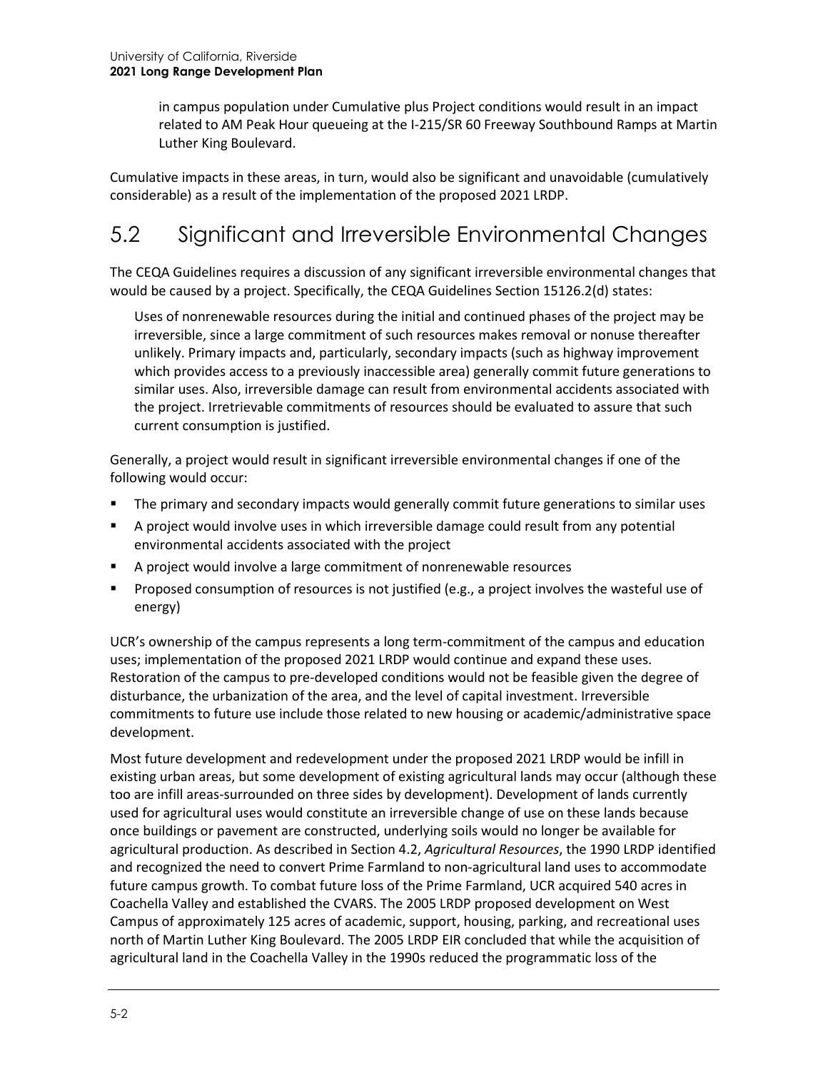in campus population under Cumulative plus Project conditions would result in an impact related to AM Peak Hour queueing at the I-215/SR 60 Freeway Southbound Ramps at Martin Luther King Boulevard.

Cumulative impacts in these areas, in turn, would also be significant and unavoidable (cumulatively considerable) as a result of the implementation of the proposed 2021 LRDP.

## 5.2 Significant and Irreversible Environmental Changes

The CEQA Guidelines requires a discussion of any significant irreversible environmental changes that would be caused by a project. Specifically, the CEQA Guidelines Section 15126.2(d) states:

> Uses of nonrenewable resources during the initial and continued phases of the project may be irreversible, since a large commitment of such resources makes removal or nonuse thereafter unlikely. Primary impacts and, particularly, secondary impacts (such as highway improvement which provides access to a previously inaccessible area) generally commit future generations to similar uses. Also, irreversible damage can result from environmental accidents associated with the project. Irretrievable commitments of resources should be evaluated to assure that such current consumption is justified.

Generally, a project would result in significant irreversible environmental changes if one of the following would occur:

- The primary and secondary impacts would generally commit future generations to similar uses
- A project would involve uses in which irreversible damage could result from any potential environmental accidents associated with the project
- A project would involve a large commitment of nonrenewable resources
- Proposed consumption of resources is not justified (e.g., a project involves the wasteful use of energy)

UCR's ownership of the campus represents a long term-commitment of the campus and education uses; implementation of the proposed 2021 LRDP would continue and expand these uses. Restoration of the campus to pre-developed conditions would not be feasible given the degree of disturbance, the urbanization of the area, and the level of capital investment. Irreversible commitments to future use include those related to new housing or academic/administrative space development.

Most future development and redevelopment under the proposed 2021 LRDP would be infill in existing urban areas, but some development of existing agricultural lands may occur (although these too are infill areas-surrounded on three sides by development). Development of lands currently used for agricultural uses would constitute an irreversible change of use on these lands because once buildings or pavement are constructed, underlying soils would no longer be available for agricultural production. As described in Section 4.2, *Agricultural Resources*, the 1990 LRDP identified and recognized the need to convert Prime Farmland to non-agricultural land uses to accommodate future campus growth. To combat future loss of the Prime Farmland, UCR acquired 540 acres in Coachella Valley and established the CVARS. The 2005 LRDP proposed development on West Campus of approximately 125 acres of academic, support, housing, parking, and recreational uses north of Martin Luther King Boulevard. The 2005 LRDP EIR concluded that while the acquisition of agricultural land in the Coachella Valley in the 1990s reduced the programmatic loss of the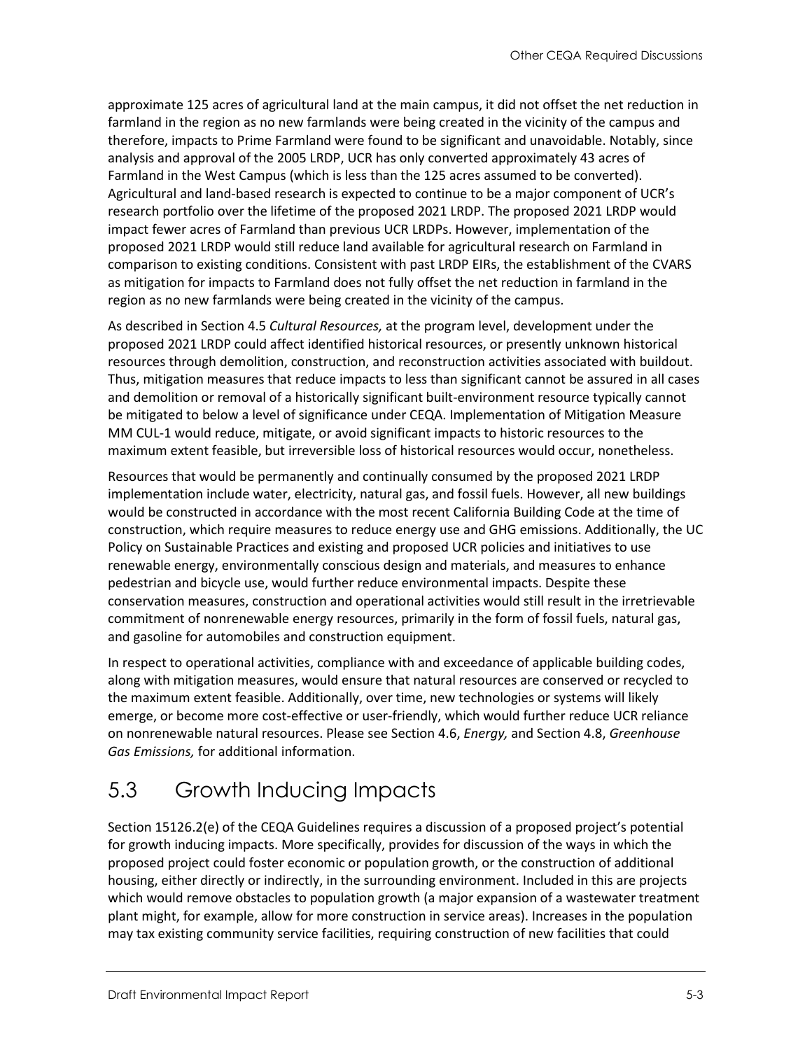approximate 125 acres of agricultural land at the main campus, it did not offset the net reduction in farmland in the region as no new farmlands were being created in the vicinity of the campus and therefore, impacts to Prime Farmland were found to be significant and unavoidable. Notably, since analysis and approval of the 2005 LRDP, UCR has only converted approximately 43 acres of Farmland in the West Campus (which is less than the 125 acres assumed to be converted). Agricultural and land-based research is expected to continue to be a major component of UCR's research portfolio over the lifetime of the proposed 2021 LRDP. The proposed 2021 LRDP would impact fewer acres of Farmland than previous UCR LRDPs. However, implementation of the proposed 2021 LRDP would still reduce land available for agricultural research on Farmland in comparison to existing conditions. Consistent with past LRDP EIRs, the establishment of the CVARS as mitigation for impacts to Farmland does not fully offset the net reduction in farmland in the region as no new farmlands were being created in the vicinity of the campus.

As described in Section 4.5 *Cultural Resources,* at the program level, development under the proposed 2021 LRDP could affect identified historical resources, or presently unknown historical resources through demolition, construction, and reconstruction activities associated with buildout. Thus, mitigation measures that reduce impacts to less than significant cannot be assured in all cases and demolition or removal of a historically significant built-environment resource typically cannot be mitigated to below a level of significance under CEQA. Implementation of Mitigation Measure MM CUL-1 would reduce, mitigate, or avoid significant impacts to historic resources to the maximum extent feasible, but irreversible loss of historical resources would occur, nonetheless.

Resources that would be permanently and continually consumed by the proposed 2021 LRDP implementation include water, electricity, natural gas, and fossil fuels. However, all new buildings would be constructed in accordance with the most recent California Building Code at the time of construction, which require measures to reduce energy use and GHG emissions. Additionally, the UC Policy on Sustainable Practices and existing and proposed UCR policies and initiatives to use renewable energy, environmentally conscious design and materials, and measures to enhance pedestrian and bicycle use, would further reduce environmental impacts. Despite these conservation measures, construction and operational activities would still result in the irretrievable commitment of nonrenewable energy resources, primarily in the form of fossil fuels, natural gas, and gasoline for automobiles and construction equipment.

In respect to operational activities, compliance with and exceedance of applicable building codes, along with mitigation measures, would ensure that natural resources are conserved or recycled to the maximum extent feasible. Additionally, over time, new technologies or systems will likely emerge, or become more cost-effective or user-friendly, which would further reduce UCR reliance on nonrenewable natural resources. Please see Section 4.6, *Energy,* and Section 4.8, *Greenhouse Gas Emissions,* for additional information.

## 5.3 Growth Inducing Impacts

Section 15126.2(e) of the CEQA Guidelines requires a discussion of a proposed project's potential for growth inducing impacts. More specifically, provides for discussion of the ways in which the proposed project could foster economic or population growth, or the construction of additional housing, either directly or indirectly, in the surrounding environment. Included in this are projects which would remove obstacles to population growth (a major expansion of a wastewater treatment plant might, for example, allow for more construction in service areas). Increases in the population may tax existing community service facilities, requiring construction of new facilities that could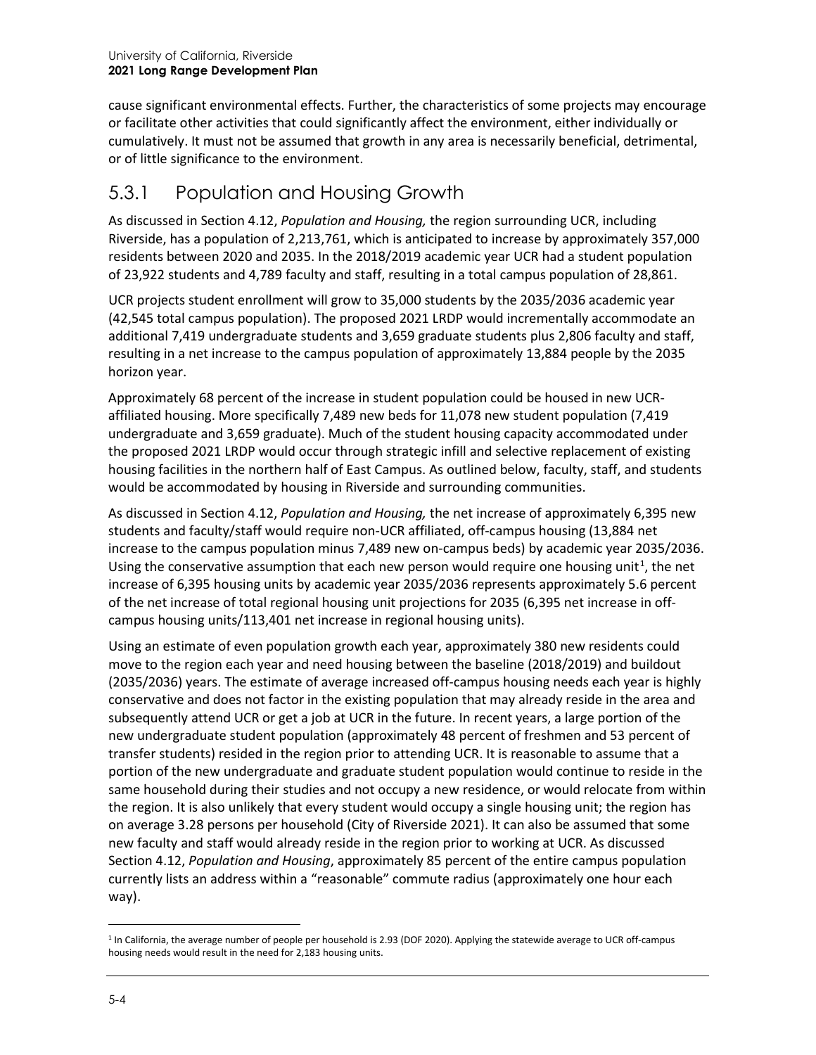cause significant environmental effects. Further, the characteristics of some projects may encourage or facilitate other activities that could significantly affect the environment, either individually or cumulatively. It must not be assumed that growth in any area is necessarily beneficial, detrimental, or of little significance to the environment.

## 5.3.1 Population and Housing Growth

As discussed in Section 4.12, *Population and Housing,* the region surrounding UCR, including Riverside, has a population of 2,213,761, which is anticipated to increase by approximately 357,000 residents between 2020 and 2035. In the 2018/2019 academic year UCR had a student population of 23,922 students and 4,789 faculty and staff, resulting in a total campus population of 28,861.

UCR projects student enrollment will grow to 35,000 students by the 2035/2036 academic year (42,545 total campus population). The proposed 2021 LRDP would incrementally accommodate an additional 7,419 undergraduate students and 3,659 graduate students plus 2,806 faculty and staff, resulting in a net increase to the campus population of approximately 13,884 people by the 2035 horizon year.

Approximately 68 percent of the increase in student population could be housed in new UCR-affiliated housing. More specifically 7,489 new beds for 11,078 new student population (7,419 undergraduate and 3,659 graduate). Much of the student housing capacity accommodated under the proposed 2021 LRDP would occur through strategic infill and selective replacement of existing housing facilities in the northern half of East Campus. As outlined below, faculty, staff, and students would be accommodated by housing in Riverside and surrounding communities.

As discussed in Section 4.12, *Population and Housing,* the net increase of approximately 6,395 new students and faculty/staff would require non-UCR affiliated, off-campus housing (13,884 net increase to the campus population minus 7,489 new on-campus beds) by academic year 2035/2036. Using the conservative assumption that each new person would require one housing unit[1], the net increase of 6,395 housing units by academic year 2035/2036 represents approximately 5.6 percent of the net increase of total regional housing unit projections for 2035 (6,395 net increase in off-campus housing units/113,401 net increase in regional housing units).

Using an estimate of even population growth each year, approximately 380 new residents could move to the region each year and need housing between the baseline (2018/2019) and buildout (2035/2036) years. The estimate of average increased off-campus housing needs each year is highly conservative and does not factor in the existing population that may already reside in the area and subsequently attend UCR or get a job at UCR in the future. In recent years, a large portion of the new undergraduate student population (approximately 48 percent of freshmen and 53 percent of transfer students) resided in the region prior to attending UCR. It is reasonable to assume that a portion of the new undergraduate and graduate student population would continue to reside in the same household during their studies and not occupy a new residence, or would relocate from within the region. It is also unlikely that every student would occupy a single housing unit; the region has on average 3.28 persons per household (City of Riverside 2021). It can also be assumed that some new faculty and staff would already reside in the region prior to working at UCR. As discussed Section 4.12, *Population and Housing*, approximately 85 percent of the entire campus population currently lists an address within a "reasonable" commute radius (approximately one hour each way).

[1] In California, the average number of people per household is 2.93 (DOF 2020). Applying the statewide average to UCR off-campus housing needs would result in the need for 2,183 housing units.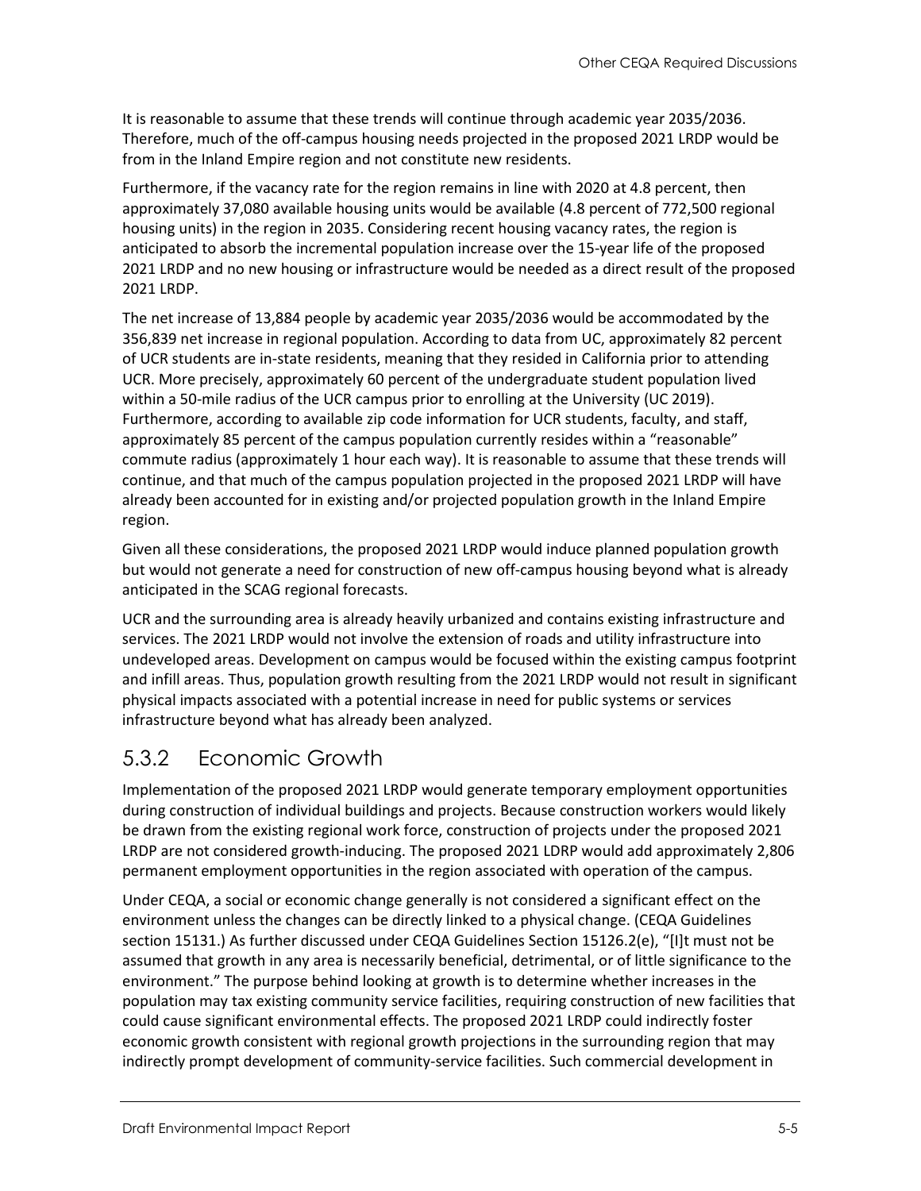It is reasonable to assume that these trends will continue through academic year 2035/2036. Therefore, much of the off-campus housing needs projected in the proposed 2021 LRDP would be from in the Inland Empire region and not constitute new residents.

Furthermore, if the vacancy rate for the region remains in line with 2020 at 4.8 percent, then approximately 37,080 available housing units would be available (4.8 percent of 772,500 regional housing units) in the region in 2035. Considering recent housing vacancy rates, the region is anticipated to absorb the incremental population increase over the 15-year life of the proposed 2021 LRDP and no new housing or infrastructure would be needed as a direct result of the proposed 2021 LRDP.

The net increase of 13,884 people by academic year 2035/2036 would be accommodated by the 356,839 net increase in regional population. According to data from UC, approximately 82 percent of UCR students are in-state residents, meaning that they resided in California prior to attending UCR. More precisely, approximately 60 percent of the undergraduate student population lived within a 50-mile radius of the UCR campus prior to enrolling at the University (UC 2019). Furthermore, according to available zip code information for UCR students, faculty, and staff, approximately 85 percent of the campus population currently resides within a "reasonable" commute radius (approximately 1 hour each way). It is reasonable to assume that these trends will continue, and that much of the campus population projected in the proposed 2021 LRDP will have already been accounted for in existing and/or projected population growth in the Inland Empire region.

Given all these considerations, the proposed 2021 LRDP would induce planned population growth but would not generate a need for construction of new off-campus housing beyond what is already anticipated in the SCAG regional forecasts.

UCR and the surrounding area is already heavily urbanized and contains existing infrastructure and services. The 2021 LRDP would not involve the extension of roads and utility infrastructure into undeveloped areas. Development on campus would be focused within the existing campus footprint and infill areas. Thus, population growth resulting from the 2021 LRDP would not result in significant physical impacts associated with a potential increase in need for public systems or services infrastructure beyond what has already been analyzed.

## 5.3.2 Economic Growth

Implementation of the proposed 2021 LRDP would generate temporary employment opportunities during construction of individual buildings and projects. Because construction workers would likely be drawn from the existing regional work force, construction of projects under the proposed 2021 LRDP are not considered growth-inducing. The proposed 2021 LDRP would add approximately 2,806 permanent employment opportunities in the region associated with operation of the campus.

Under CEQA, a social or economic change generally is not considered a significant effect on the environment unless the changes can be directly linked to a physical change. (CEQA Guidelines section 15131.) As further discussed under CEQA Guidelines Section 15126.2(e), "[I]t must not be assumed that growth in any area is necessarily beneficial, detrimental, or of little significance to the environment." The purpose behind looking at growth is to determine whether increases in the population may tax existing community service facilities, requiring construction of new facilities that could cause significant environmental effects. The proposed 2021 LRDP could indirectly foster economic growth consistent with regional growth projections in the surrounding region that may indirectly prompt development of community-service facilities. Such commercial development in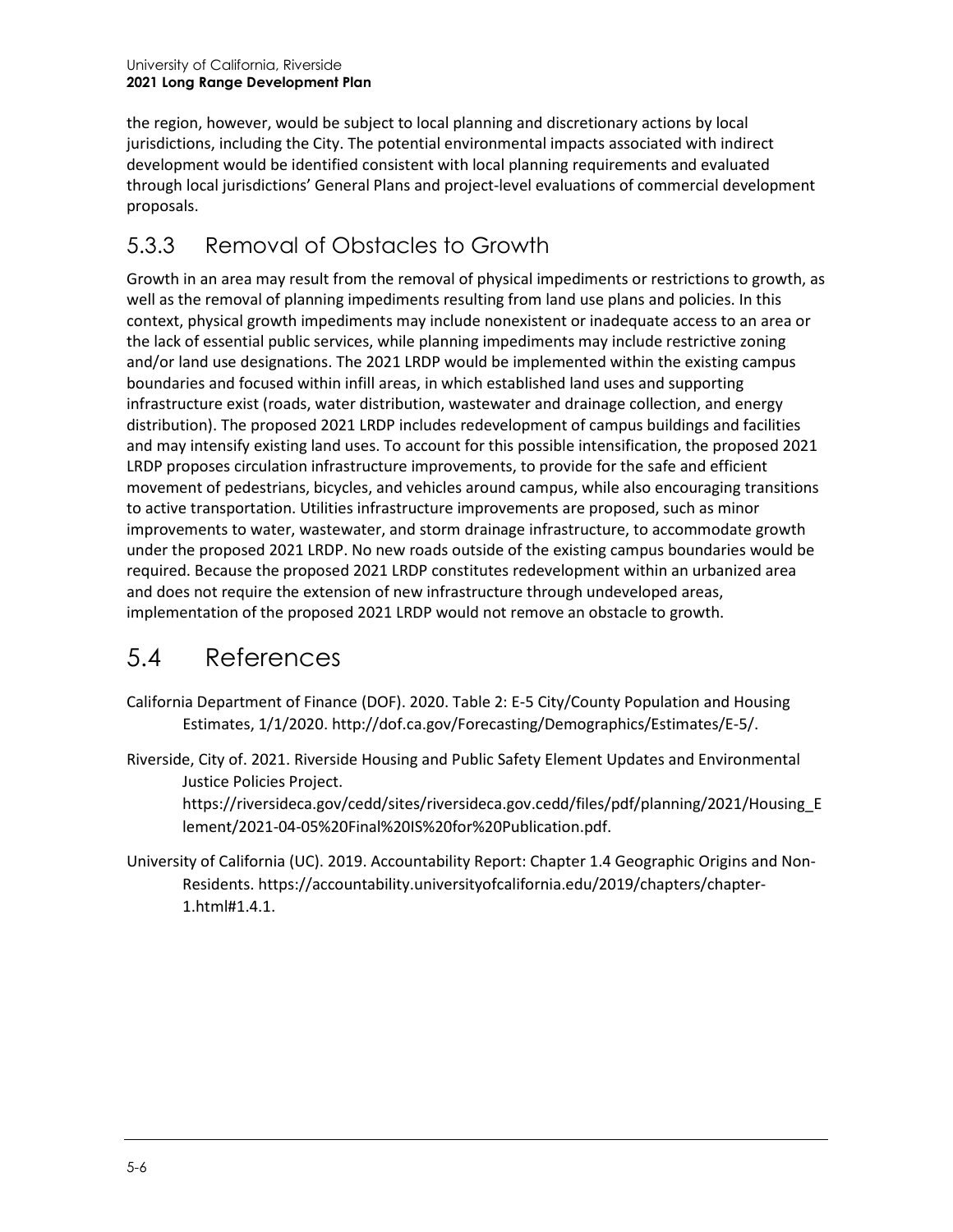the region, however, would be subject to local planning and discretionary actions by local jurisdictions, including the City. The potential environmental impacts associated with indirect development would be identified consistent with local planning requirements and evaluated through local jurisdictions' General Plans and project-level evaluations of commercial development proposals.

### 5.3.3 Removal of Obstacles to Growth

Growth in an area may result from the removal of physical impediments or restrictions to growth, as well as the removal of planning impediments resulting from land use plans and policies. In this context, physical growth impediments may include nonexistent or inadequate access to an area or the lack of essential public services, while planning impediments may include restrictive zoning and/or land use designations. The 2021 LRDP would be implemented within the existing campus boundaries and focused within infill areas, in which established land uses and supporting infrastructure exist (roads, water distribution, wastewater and drainage collection, and energy distribution). The proposed 2021 LRDP includes redevelopment of campus buildings and facilities and may intensify existing land uses. To account for this possible intensification, the proposed 2021 LRDP proposes circulation infrastructure improvements, to provide for the safe and efficient movement of pedestrians, bicycles, and vehicles around campus, while also encouraging transitions to active transportation. Utilities infrastructure improvements are proposed, such as minor improvements to water, wastewater, and storm drainage infrastructure, to accommodate growth under the proposed 2021 LRDP. No new roads outside of the existing campus boundaries would be required. Because the proposed 2021 LRDP constitutes redevelopment within an urbanized area and does not require the extension of new infrastructure through undeveloped areas, implementation of the proposed 2021 LRDP would not remove an obstacle to growth.

## 5.4 References

California Department of Finance (DOF). 2020. Table 2: E-5 City/County Population and Housing Estimates, 1/1/2020. http://dof.ca.gov/Forecasting/Demographics/Estimates/E-5/.

Riverside, City of. 2021. Riverside Housing and Public Safety Element Updates and Environmental Justice Policies Project. https://riversideca.gov/cedd/sites/riversideca.gov.cedd/files/pdf/planning/2021/Housing_Element/2021-04-05%20Final%20IS%20for%20Publication.pdf.

University of California (UC). 2019. Accountability Report: Chapter 1.4 Geographic Origins and Non-Residents. https://accountability.universityofcalifornia.edu/2019/chapters/chapter-1.html#1.4.1.